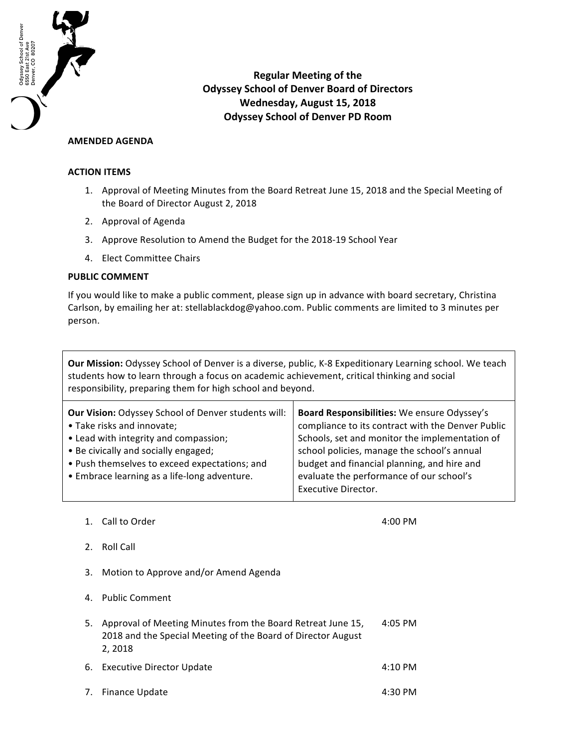Odyssey School of Denver
6550 East 21st Ave
Denver, CO 80207

# Regular Meeting of the Odyssey School of Denver Board of Directors
## Wednesday, August 15, 2018
## Odyssey School of Denver PD Room

**AMENDED AGENDA**

**ACTION ITEMS**

1. Approval of Meeting Minutes from the Board Retreat June 15, 2018 and the Special Meeting of the Board of Director August 2, 2018
2. Approval of Agenda
3. Approve Resolution to Amend the Budget for the 2018-19 School Year
4. Elect Committee Chairs

**PUBLIC COMMENT**

If you would like to make a public comment, please sign up in advance with board secretary, Christina Carlson, by emailing her at: stellablackdog@yahoo.com. Public comments are limited to 3 minutes per person.

| **Our Mission:** Odyssey School of Denver is a diverse, public, K-8 Expeditionary Learning school. We teach students how to learn through a focus on academic achievement, critical thinking and social responsibility, preparing them for high school and beyond. | |
|---|---|
| **Our Vision:** Odyssey School of Denver students will:<br>• Take risks and innovate;<br>• Lead with integrity and compassion;<br>• Be civically and socially engaged;<br>• Push themselves to exceed expectations; and<br>• Embrace learning as a life-long adventure. | **Board Responsibilities:** We ensure Odyssey's compliance to its contract with the Denver Public Schools, set and monitor the implementation of school policies, manage the school's annual budget and financial planning, and hire and evaluate the performance of our school's Executive Director. |

| | | |
|---|---|---|
| 1. | Call to Order | 4:00 PM |
| 2. | Roll Call | |
| 3. | Motion to Approve and/or Amend Agenda | |
| 4. | Public Comment | |
| 5. | Approval of Meeting Minutes from the Board Retreat June 15, 2018 and the Special Meeting of the Board of Director August 2, 2018 | 4:05 PM |
| 6. | Executive Director Update | 4:10 PM |
| 7. | Finance Update | 4:30 PM |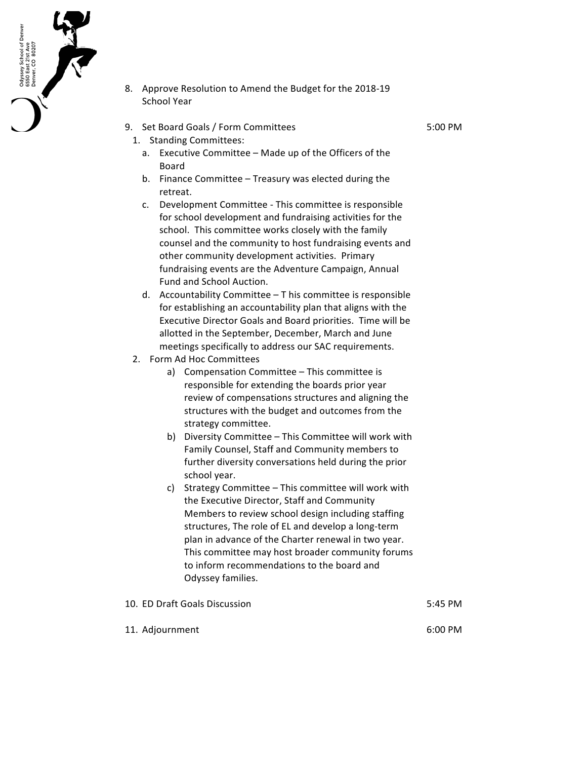8. Approve Resolution to Amend the Budget for the 2018-19 School Year

9. Set Board Goals / Form Committees 5:00 PM
   1. Standing Committees:
      a. Executive Committee – Made up of the Officers of the Board
      b. Finance Committee – Treasury was elected during the retreat.
      c. Development Committee - This committee is responsible for school development and fundraising activities for the school. This committee works closely with the family counsel and the community to host fundraising events and other community development activities. Primary fundraising events are the Adventure Campaign, Annual Fund and School Auction.
      d. Accountability Committee – T his committee is responsible for establishing an accountability plan that aligns with the Executive Director Goals and Board priorities. Time will be allotted in the September, December, March and June meetings specifically to address our SAC requirements.
   2. Form Ad Hoc Committees
      a) Compensation Committee – This committee is responsible for extending the boards prior year review of compensations structures and aligning the structures with the budget and outcomes from the strategy committee.
      b) Diversity Committee – This Committee will work with Family Counsel, Staff and Community members to further diversity conversations held during the prior school year.
      c) Strategy Committee – This committee will work with the Executive Director, Staff and Community Members to review school design including staffing structures, The role of EL and develop a long-term plan in advance of the Charter renewal in two year. This committee may host broader community forums to inform recommendations to the board and Odyssey families.

10. ED Draft Goals Discussion 5:45 PM

11. Adjournment 6:00 PM